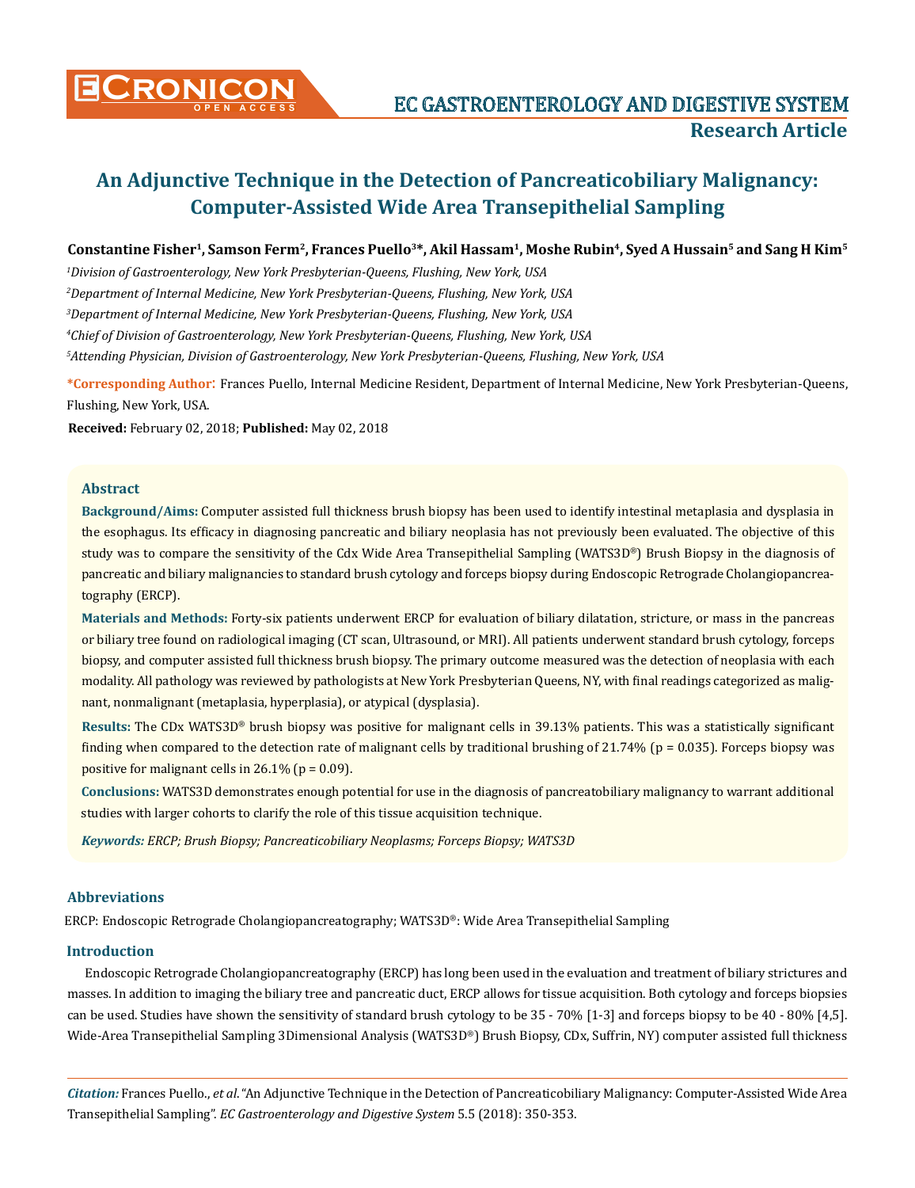# An Adjunctive Technique in the Detection of Pancreaticobiliary Malignancy: Computer-Assisted Wide Area Transepithelial Sampling

**Constantine Fisher[1], Samson Ferm[2], Frances Puello[3]*, Akil Hassam[1], Moshe Rubin[4], Syed A Hussain[5] and Sang H Kim[5]**

[1]*Division of Gastroenterology, New York Presbyterian-Queens, Flushing, New York, USA*

[2]*Department of Internal Medicine, New York Presbyterian-Queens, Flushing, New York, USA*

[3]*Department of Internal Medicine, New York Presbyterian-Queens, Flushing, New York, USA*

[4]*Chief of Division of Gastroenterology, New York Presbyterian-Queens, Flushing, New York, USA*

[5]*Attending Physician, Division of Gastroenterology, New York Presbyterian-Queens, Flushing, New York, USA*

**\*Corresponding Author:** Frances Puello, Internal Medicine Resident, Department of Internal Medicine, New York Presbyterian-Queens, Flushing, New York, USA.

**Received:** February 02, 2018; **Published:** May 02, 2018

## Abstract

**Background/Aims:** Computer assisted full thickness brush biopsy has been used to identify intestinal metaplasia and dysplasia in the esophagus. Its efficacy in diagnosing pancreatic and biliary neoplasia has not previously been evaluated. The objective of this study was to compare the sensitivity of the Cdx Wide Area Transepithelial Sampling (WATS3D®) Brush Biopsy in the diagnosis of pancreatic and biliary malignancies to standard brush cytology and forceps biopsy during Endoscopic Retrograde Cholangiopancreatography (ERCP).

**Materials and Methods:** Forty-six patients underwent ERCP for evaluation of biliary dilatation, stricture, or mass in the pancreas or biliary tree found on radiological imaging (CT scan, Ultrasound, or MRI). All patients underwent standard brush cytology, forceps biopsy, and computer assisted full thickness brush biopsy. The primary outcome measured was the detection of neoplasia with each modality. All pathology was reviewed by pathologists at New York Presbyterian Queens, NY, with final readings categorized as malignant, nonmalignant (metaplasia, hyperplasia), or atypical (dysplasia).

**Results:** The CDx WATS3D® brush biopsy was positive for malignant cells in 39.13% patients. This was a statistically significant finding when compared to the detection rate of malignant cells by traditional brushing of 21.74% ($p = 0.035$). Forceps biopsy was positive for malignant cells in 26.1% ($p = 0.09$).

**Conclusions:** WATS3D demonstrates enough potential for use in the diagnosis of pancreatobiliary malignancy to warrant additional studies with larger cohorts to clarify the role of this tissue acquisition technique.

***Keywords:*** *ERCP; Brush Biopsy; Pancreaticobiliary Neoplasms; Forceps Biopsy; WATS3D*

## Abbreviations

ERCP: Endoscopic Retrograde Cholangiopancreatography; WATS3D®: Wide Area Transepithelial Sampling

## Introduction

Endoscopic Retrograde Cholangiopancreatography (ERCP) has long been used in the evaluation and treatment of biliary strictures and masses. In addition to imaging the biliary tree and pancreatic duct, ERCP allows for tissue acquisition. Both cytology and forceps biopsies can be used. Studies have shown the sensitivity of standard brush cytology to be 35 - 70% [1-3] and forceps biopsy to be 40 - 80% [4,5]. Wide-Area Transepithelial Sampling 3Dimensional Analysis (WATS3D®) Brush Biopsy, CDx, Suffrin, NY) computer assisted full thickness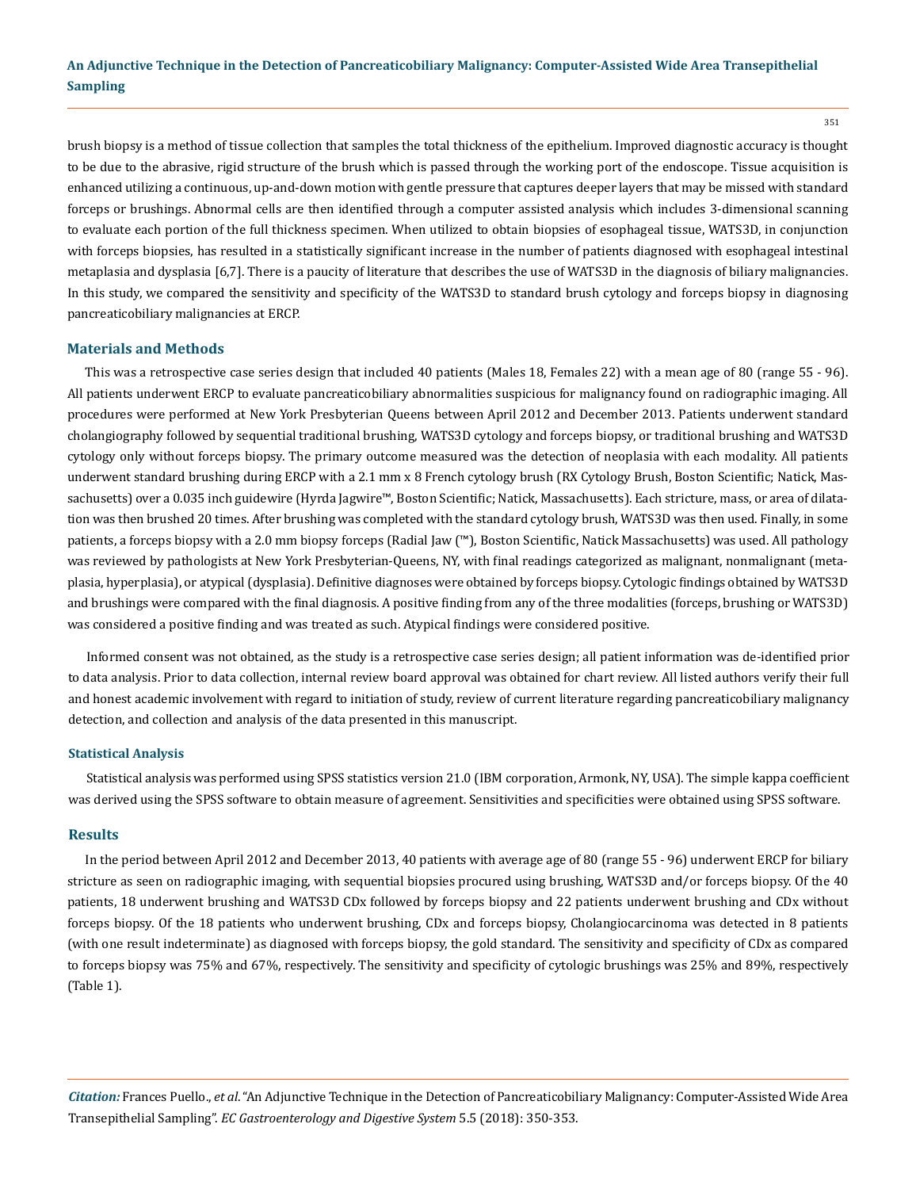brush biopsy is a method of tissue collection that samples the total thickness of the epithelium. Improved diagnostic accuracy is thought to be due to the abrasive, rigid structure of the brush which is passed through the working port of the endoscope. Tissue acquisition is enhanced utilizing a continuous, up-and-down motion with gentle pressure that captures deeper layers that may be missed with standard forceps or brushings. Abnormal cells are then identified through a computer assisted analysis which includes 3-dimensional scanning to evaluate each portion of the full thickness specimen. When utilized to obtain biopsies of esophageal tissue, WATS3D, in conjunction with forceps biopsies, has resulted in a statistically significant increase in the number of patients diagnosed with esophageal intestinal metaplasia and dysplasia [6,7]. There is a paucity of literature that describes the use of WATS3D in the diagnosis of biliary malignancies. In this study, we compared the sensitivity and specificity of the WATS3D to standard brush cytology and forceps biopsy in diagnosing pancreaticobiliary malignancies at ERCP.

## Materials and Methods

This was a retrospective case series design that included 40 patients (Males 18, Females 22) with a mean age of 80 (range 55 - 96). All patients underwent ERCP to evaluate pancreaticobiliary abnormalities suspicious for malignancy found on radiographic imaging. All procedures were performed at New York Presbyterian Queens between April 2012 and December 2013. Patients underwent standard cholangiography followed by sequential traditional brushing, WATS3D cytology and forceps biopsy, or traditional brushing and WATS3D cytology only without forceps biopsy. The primary outcome measured was the detection of neoplasia with each modality. All patients underwent standard brushing during ERCP with a 2.1 mm x 8 French cytology brush (RX Cytology Brush, Boston Scientific; Natick, Massachusetts) over a 0.035 inch guidewire (Hyrda Jagwire™, Boston Scientific; Natick, Massachusetts). Each stricture, mass, or area of dilatation was then brushed 20 times. After brushing was completed with the standard cytology brush, WATS3D was then used. Finally, in some patients, a forceps biopsy with a 2.0 mm biopsy forceps (Radial Jaw (™), Boston Scientific, Natick Massachusetts) was used. All pathology was reviewed by pathologists at New York Presbyterian-Queens, NY, with final readings categorized as malignant, nonmalignant (metaplasia, hyperplasia), or atypical (dysplasia). Definitive diagnoses were obtained by forceps biopsy. Cytologic findings obtained by WATS3D and brushings were compared with the final diagnosis. A positive finding from any of the three modalities (forceps, brushing or WATS3D) was considered a positive finding and was treated as such. Atypical findings were considered positive.

Informed consent was not obtained, as the study is a retrospective case series design; all patient information was de-identified prior to data analysis. Prior to data collection, internal review board approval was obtained for chart review. All listed authors verify their full and honest academic involvement with regard to initiation of study, review of current literature regarding pancreaticobiliary malignancy detection, and collection and analysis of the data presented in this manuscript.

### Statistical Analysis

Statistical analysis was performed using SPSS statistics version 21.0 (IBM corporation, Armonk, NY, USA). The simple kappa coefficient was derived using the SPSS software to obtain measure of agreement. Sensitivities and specificities were obtained using SPSS software.

## Results

In the period between April 2012 and December 2013, 40 patients with average age of 80 (range 55 - 96) underwent ERCP for biliary stricture as seen on radiographic imaging, with sequential biopsies procured using brushing, WATS3D and/or forceps biopsy. Of the 40 patients, 18 underwent brushing and WATS3D CDx followed by forceps biopsy and 22 patients underwent brushing and CDx without forceps biopsy. Of the 18 patients who underwent brushing, CDx and forceps biopsy, Cholangiocarcinoma was detected in 8 patients (with one result indeterminate) as diagnosed with forceps biopsy, the gold standard. The sensitivity and specificity of CDx as compared to forceps biopsy was 75% and 67%, respectively. The sensitivity and specificity of cytologic brushings was 25% and 89%, respectively (Table 1).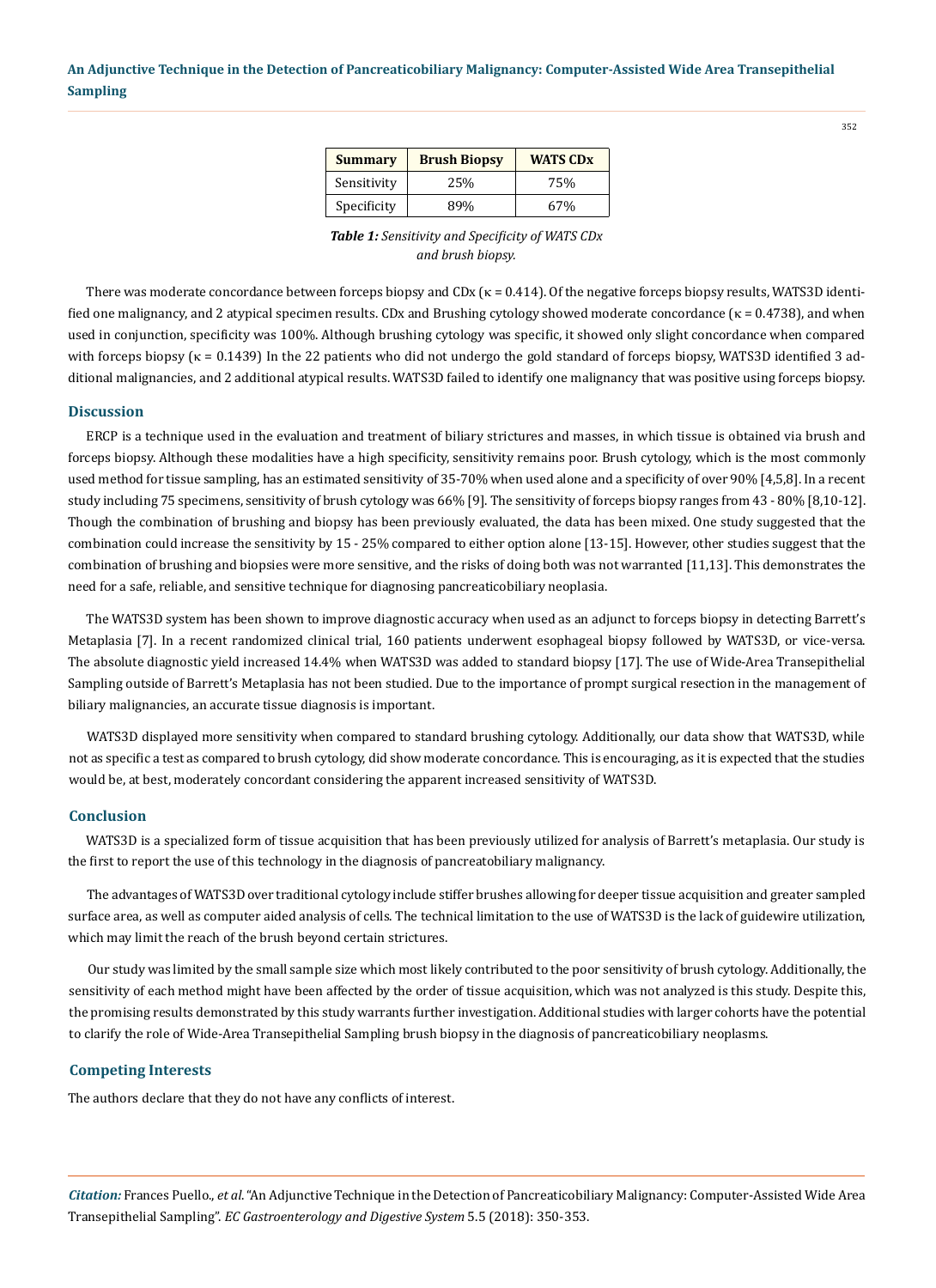| Summary | Brush Biopsy | WATS CDx |
| --- | --- | --- |
| Sensitivity | 25% | 75% |
| Specificity | 89% | 67% |

***Table 1:** Sensitivity and Specificity of WATS CDx and brush biopsy.*

There was moderate concordance between forceps biopsy and CDx (κ = 0.414). Of the negative forceps biopsy results, WATS3D identified one malignancy, and 2 atypical specimen results. CDx and Brushing cytology showed moderate concordance (κ = 0.4738), and when used in conjunction, specificity was 100%. Although brushing cytology was specific, it showed only slight concordance when compared with forceps biopsy (κ = 0.1439) In the 22 patients who did not undergo the gold standard of forceps biopsy, WATS3D identified 3 additional malignancies, and 2 additional atypical results. WATS3D failed to identify one malignancy that was positive using forceps biopsy.

## Discussion

ERCP is a technique used in the evaluation and treatment of biliary strictures and masses, in which tissue is obtained via brush and forceps biopsy. Although these modalities have a high specificity, sensitivity remains poor. Brush cytology, which is the most commonly used method for tissue sampling, has an estimated sensitivity of 35-70% when used alone and a specificity of over 90% [4,5,8]. In a recent study including 75 specimens, sensitivity of brush cytology was 66% [9]. The sensitivity of forceps biopsy ranges from 43 - 80% [8,10-12]. Though the combination of brushing and biopsy has been previously evaluated, the data has been mixed. One study suggested that the combination could increase the sensitivity by 15 - 25% compared to either option alone [13-15]. However, other studies suggest that the combination of brushing and biopsies were more sensitive, and the risks of doing both was not warranted [11,13]. This demonstrates the need for a safe, reliable, and sensitive technique for diagnosing pancreaticobiliary neoplasia.

The WATS3D system has been shown to improve diagnostic accuracy when used as an adjunct to forceps biopsy in detecting Barrett's Metaplasia [7]. In a recent randomized clinical trial, 160 patients underwent esophageal biopsy followed by WATS3D, or vice-versa. The absolute diagnostic yield increased 14.4% when WATS3D was added to standard biopsy [17]. The use of Wide-Area Transepithelial Sampling outside of Barrett's Metaplasia has not been studied. Due to the importance of prompt surgical resection in the management of biliary malignancies, an accurate tissue diagnosis is important.

WATS3D displayed more sensitivity when compared to standard brushing cytology. Additionally, our data show that WATS3D, while not as specific a test as compared to brush cytology, did show moderate concordance. This is encouraging, as it is expected that the studies would be, at best, moderately concordant considering the apparent increased sensitivity of WATS3D.

## Conclusion

WATS3D is a specialized form of tissue acquisition that has been previously utilized for analysis of Barrett's metaplasia. Our study is the first to report the use of this technology in the diagnosis of pancreatobiliary malignancy.

The advantages of WATS3D over traditional cytology include stiffer brushes allowing for deeper tissue acquisition and greater sampled surface area, as well as computer aided analysis of cells. The technical limitation to the use of WATS3D is the lack of guidewire utilization, which may limit the reach of the brush beyond certain strictures.

Our study was limited by the small sample size which most likely contributed to the poor sensitivity of brush cytology. Additionally, the sensitivity of each method might have been affected by the order of tissue acquisition, which was not analyzed is this study. Despite this, the promising results demonstrated by this study warrants further investigation. Additional studies with larger cohorts have the potential to clarify the role of Wide-Area Transepithelial Sampling brush biopsy in the diagnosis of pancreaticobiliary neoplasms.

## Competing Interests

The authors declare that they do not have any conflicts of interest.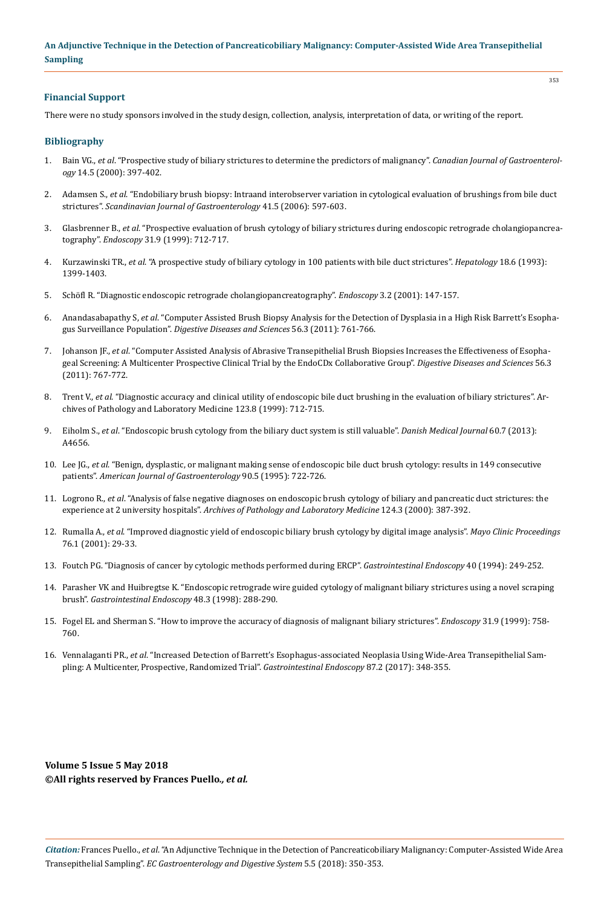### Financial Support

There were no study sponsors involved in the study design, collection, analysis, interpretation of data, or writing of the report.

### Bibliography

1. Bain VG., *et al*. "Prospective study of biliary strictures to determine the predictors of malignancy". *Canadian Journal of Gastroenterology* 14.5 (2000): 397-402.
2. Adamsen S., *et al.* "Endobiliary brush biopsy: Intraand interobserver variation in cytological evaluation of brushings from bile duct strictures". *Scandinavian Journal of Gastroenterology* 41.5 (2006): 597-603.
3. Glasbrenner B., *et al*. "Prospective evaluation of brush cytology of biliary strictures during endoscopic retrograde cholangiopancreatography". *Endoscopy* 31.9 (1999): 712-717.
4. Kurzawinski TR., *et al.* "A prospective study of biliary cytology in 100 patients with bile duct strictures". *Hepatology* 18.6 (1993): 1399-1403.
5. Schöfl R. "Diagnostic endoscopic retrograde cholangiopancreatography". *Endoscopy* 3.2 (2001): 147-157.
6. Anandasabapathy S, *et al*. "Computer Assisted Brush Biopsy Analysis for the Detection of Dysplasia in a High Risk Barrett's Esophagus Surveillance Population". *Digestive Diseases and Sciences* 56.3 (2011): 761-766.
7. Johanson JF., *et al*. "Computer Assisted Analysis of Abrasive Transepithelial Brush Biopsies Increases the Effectiveness of Esophageal Screening: A Multicenter Prospective Clinical Trial by the EndoCDx Collaborative Group". *Digestive Diseases and Sciences* 56.3 (2011): 767-772.
8. Trent V., *et al.* "Diagnostic accuracy and clinical utility of endoscopic bile duct brushing in the evaluation of biliary strictures". Archives of Pathology and Laboratory Medicine 123.8 (1999): 712-715.
9. Eiholm S., *et al*. "Endoscopic brush cytology from the biliary duct system is still valuable". *Danish Medical Journal* 60.7 (2013): A4656.
10. Lee JG., *et al.* "Benign, dysplastic, or malignant making sense of endoscopic bile duct brush cytology: results in 149 consecutive patients". *American Journal of Gastroenterology* 90.5 (1995): 722-726.
11. Logrono R., *et al*. "Analysis of false negative diagnoses on endoscopic brush cytology of biliary and pancreatic duct strictures: the experience at 2 university hospitals". *Archives of Pathology and Laboratory Medicine* 124.3 (2000): 387-392.
12. Rumalla A., *et al.* "Improved diagnostic yield of endoscopic biliary brush cytology by digital image analysis". *Mayo Clinic Proceedings* 76.1 (2001): 29-33.
13. Foutch PG. "Diagnosis of cancer by cytologic methods performed during ERCP". *Gastrointestinal Endoscopy* 40 (1994): 249-252.
14. Parasher VK and Huibregtse K. "Endoscopic retrograde wire guided cytology of malignant biliary strictures using a novel scraping brush". *Gastrointestinal Endoscopy* 48.3 (1998): 288-290.
15. Fogel EL and Sherman S. "How to improve the accuracy of diagnosis of malignant biliary strictures". *Endoscopy* 31.9 (1999): 758-760.
16. Vennalaganti PR., *et al*. "Increased Detection of Barrett's Esophagus-associated Neoplasia Using Wide-Area Transepithelial Sampling: A Multicenter, Prospective, Randomized Trial". *Gastrointestinal Endoscopy* 87.2 (2017): 348-355.

**Volume 5 Issue 5 May 2018**
**©All rights reserved by Frances Puello*, et al.***